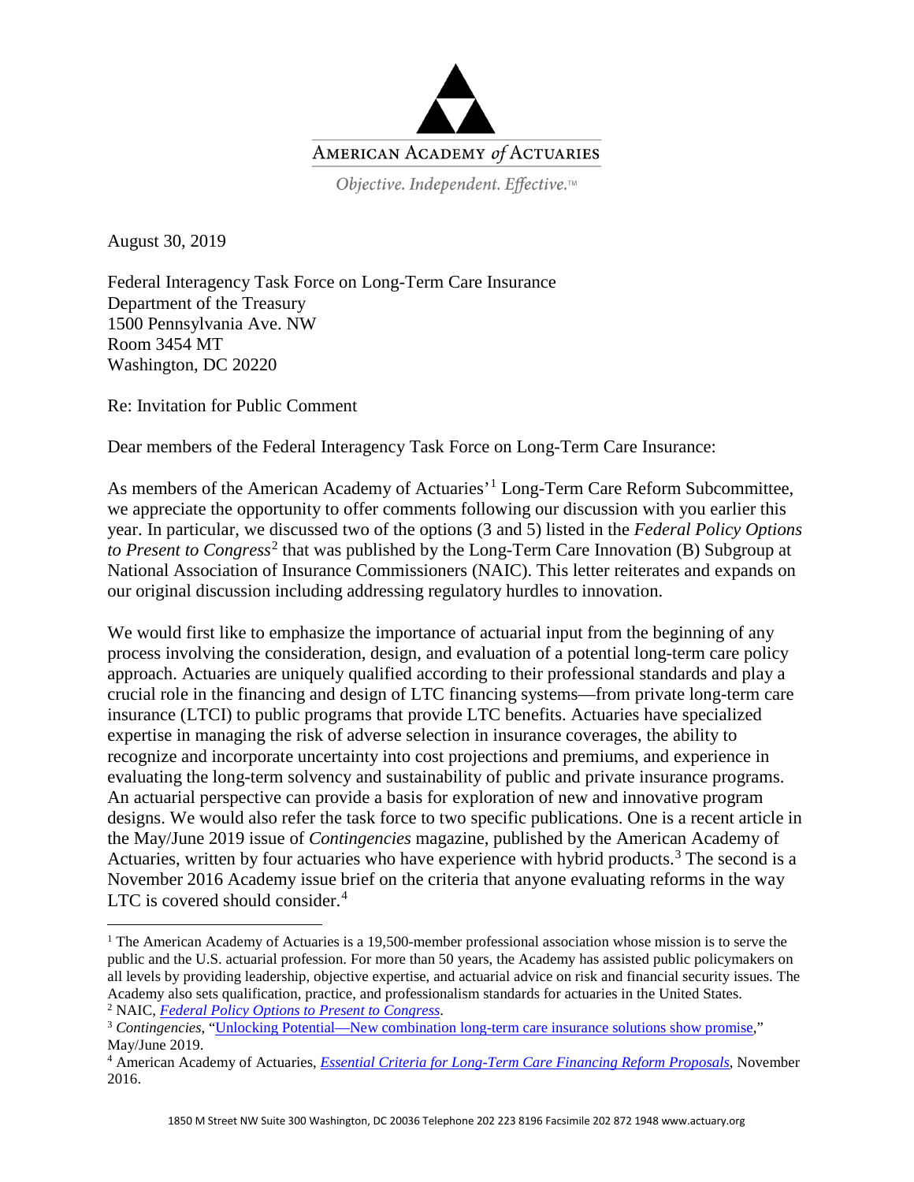AMERICAN ACADEMY *of* ACTUARIES

*Objective. Independent. Effective.*™

August 30, 2019

Federal Interagency Task Force on Long-Term Care Insurance
Department of the Treasury
1500 Pennsylvania Ave. NW
Room 3454 MT
Washington, DC 20220

Re: Invitation for Public Comment

Dear members of the Federal Interagency Task Force on Long-Term Care Insurance:

As members of the American Academy of Actuaries'[1] Long-Term Care Reform Subcommittee, we appreciate the opportunity to offer comments following our discussion with you earlier this year. In particular, we discussed two of the options (3 and 5) listed in the *Federal Policy Options to Present to Congress*[2] that was published by the Long-Term Care Innovation (B) Subgroup at National Association of Insurance Commissioners (NAIC). This letter reiterates and expands on our original discussion including addressing regulatory hurdles to innovation.

We would first like to emphasize the importance of actuarial input from the beginning of any process involving the consideration, design, and evaluation of a potential long-term care policy approach. Actuaries are uniquely qualified according to their professional standards and play a crucial role in the financing and design of LTC financing systems—from private long-term care insurance (LTCI) to public programs that provide LTC benefits. Actuaries have specialized expertise in managing the risk of adverse selection in insurance coverages, the ability to recognize and incorporate uncertainty into cost projections and premiums, and experience in evaluating the long-term solvency and sustainability of public and private insurance programs. An actuarial perspective can provide a basis for exploration of new and innovative program designs. We would also refer the task force to two specific publications. One is a recent article in the May/June 2019 issue of *Contingencies* magazine, published by the American Academy of Actuaries, written by four actuaries who have experience with hybrid products.[3] The second is a November 2016 Academy issue brief on the criteria that anyone evaluating reforms in the way LTC is covered should consider.[4]

---

[1] The American Academy of Actuaries is a 19,500-member professional association whose mission is to serve the public and the U.S. actuarial profession. For more than 50 years, the Academy has assisted public policymakers on all levels by providing leadership, objective expertise, and actuarial advice on risk and financial security issues. The Academy also sets qualification, practice, and professionalism standards for actuaries in the United States.

[2] NAIC, *Federal Policy Options to Present to Congress*.

[3] *Contingencies*, "Unlocking Potential—New combination long-term care insurance solutions show promise," May/June 2019.

[4] American Academy of Actuaries, *Essential Criteria for Long-Term Care Financing Reform Proposals*, November 2016.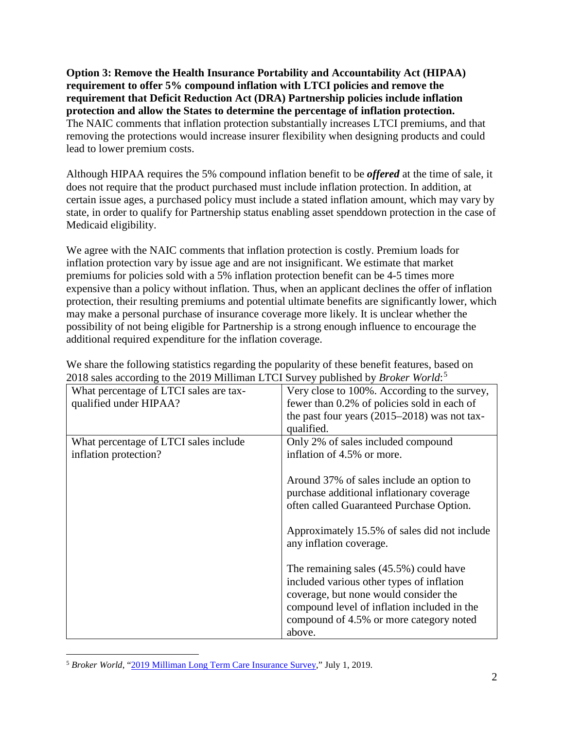**Option 3: Remove the Health Insurance Portability and Accountability Act (HIPAA) requirement to offer 5% compound inflation with LTCI policies and remove the requirement that Deficit Reduction Act (DRA) Partnership policies include inflation protection and allow the States to determine the percentage of inflation protection.**
The NAIC comments that inflation protection substantially increases LTCI premiums, and that removing the protections would increase insurer flexibility when designing products and could lead to lower premium costs.

Although HIPAA requires the 5% compound inflation benefit to be ***offered*** at the time of sale, it does not require that the product purchased must include inflation protection. In addition, at certain issue ages, a purchased policy must include a stated inflation amount, which may vary by state, in order to qualify for Partnership status enabling asset spenddown protection in the case of Medicaid eligibility.

We agree with the NAIC comments that inflation protection is costly. Premium loads for inflation protection vary by issue age and are not insignificant. We estimate that market premiums for policies sold with a 5% inflation protection benefit can be 4-5 times more expensive than a policy without inflation. Thus, when an applicant declines the offer of inflation protection, their resulting premiums and potential ultimate benefits are significantly lower, which may make a personal purchase of insurance coverage more likely. It is unclear whether the possibility of not being eligible for Partnership is a strong enough influence to encourage the additional required expenditure for the inflation coverage.

We share the following statistics regarding the popularity of these benefit features, based on 2018 sales according to the 2019 Milliman LTCI Survey published by *Broker World*:[5]

| | |
|---|---|
| What percentage of LTCI sales are tax-qualified under HIPAA? | Very close to 100%. According to the survey, fewer than 0.2% of policies sold in each of the past four years (2015–2018) was not tax-qualified. |
| What percentage of LTCI sales include inflation protection? | Only 2% of sales included compound inflation of 4.5% or more.<br><br>Around 37% of sales include an option to purchase additional inflationary coverage often called Guaranteed Purchase Option.<br><br>Approximately 15.5% of sales did not include any inflation coverage.<br><br>The remaining sales (45.5%) could have included various other types of inflation coverage, but none would consider the compound level of inflation included in the compound of 4.5% or more category noted above. |

[5] *Broker World*, "2019 Milliman Long Term Care Insurance Survey," July 1, 2019.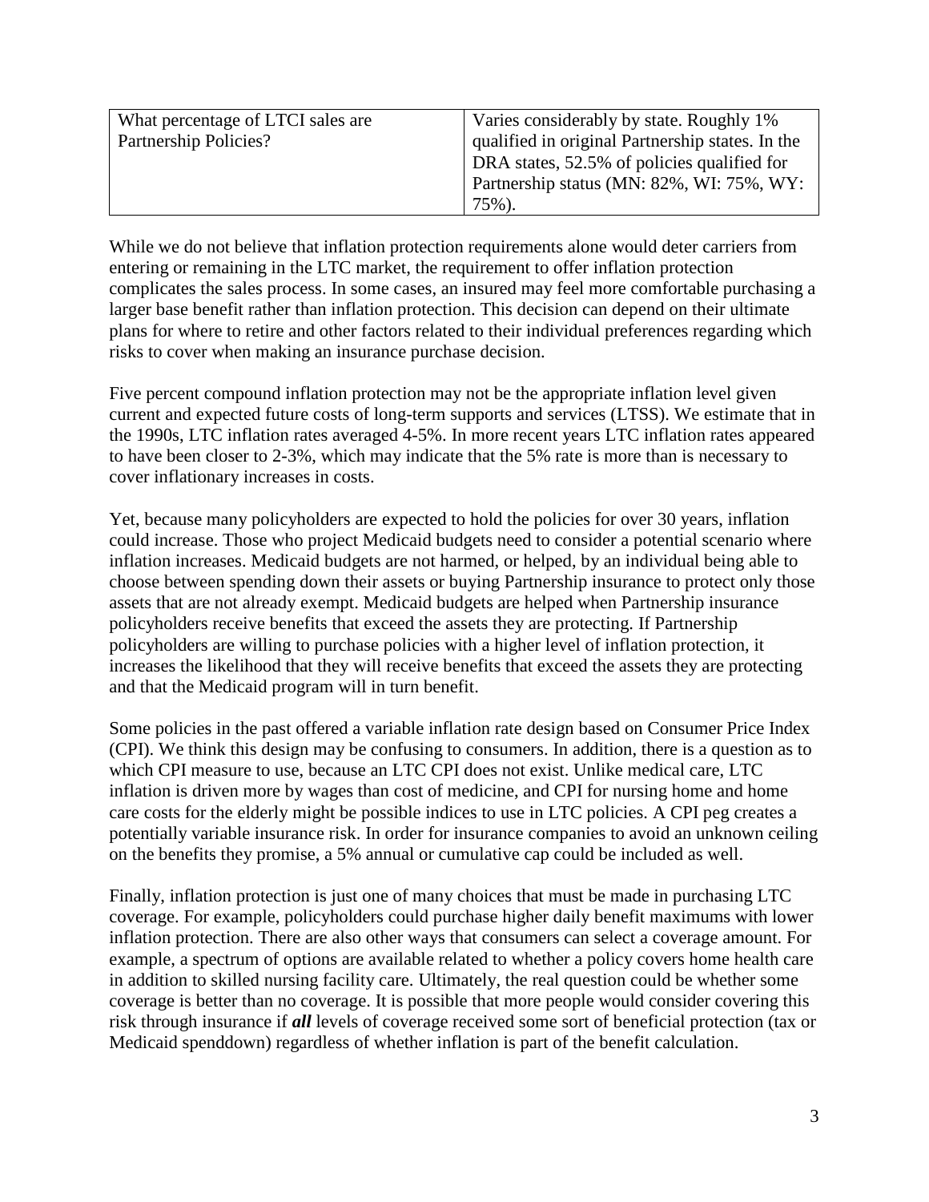| What percentage of LTCI sales are Partnership Policies? | Varies considerably by state. Roughly 1% qualified in original Partnership states. In the DRA states, 52.5% of policies qualified for Partnership status (MN: 82%, WI: 75%, WY: 75%). |
|---|---|

While we do not believe that inflation protection requirements alone would deter carriers from entering or remaining in the LTC market, the requirement to offer inflation protection complicates the sales process. In some cases, an insured may feel more comfortable purchasing a larger base benefit rather than inflation protection. This decision can depend on their ultimate plans for where to retire and other factors related to their individual preferences regarding which risks to cover when making an insurance purchase decision.

Five percent compound inflation protection may not be the appropriate inflation level given current and expected future costs of long-term supports and services (LTSS). We estimate that in the 1990s, LTC inflation rates averaged 4-5%. In more recent years LTC inflation rates appeared to have been closer to 2-3%, which may indicate that the 5% rate is more than is necessary to cover inflationary increases in costs.

Yet, because many policyholders are expected to hold the policies for over 30 years, inflation could increase. Those who project Medicaid budgets need to consider a potential scenario where inflation increases. Medicaid budgets are not harmed, or helped, by an individual being able to choose between spending down their assets or buying Partnership insurance to protect only those assets that are not already exempt. Medicaid budgets are helped when Partnership insurance policyholders receive benefits that exceed the assets they are protecting. If Partnership policyholders are willing to purchase policies with a higher level of inflation protection, it increases the likelihood that they will receive benefits that exceed the assets they are protecting and that the Medicaid program will in turn benefit.

Some policies in the past offered a variable inflation rate design based on Consumer Price Index (CPI). We think this design may be confusing to consumers. In addition, there is a question as to which CPI measure to use, because an LTC CPI does not exist. Unlike medical care, LTC inflation is driven more by wages than cost of medicine, and CPI for nursing home and home care costs for the elderly might be possible indices to use in LTC policies. A CPI peg creates a potentially variable insurance risk. In order for insurance companies to avoid an unknown ceiling on the benefits they promise, a 5% annual or cumulative cap could be included as well.

Finally, inflation protection is just one of many choices that must be made in purchasing LTC coverage. For example, policyholders could purchase higher daily benefit maximums with lower inflation protection. There are also other ways that consumers can select a coverage amount. For example, a spectrum of options are available related to whether a policy covers home health care in addition to skilled nursing facility care. Ultimately, the real question could be whether some coverage is better than no coverage. It is possible that more people would consider covering this risk through insurance if ***all*** levels of coverage received some sort of beneficial protection (tax or Medicaid spenddown) regardless of whether inflation is part of the benefit calculation.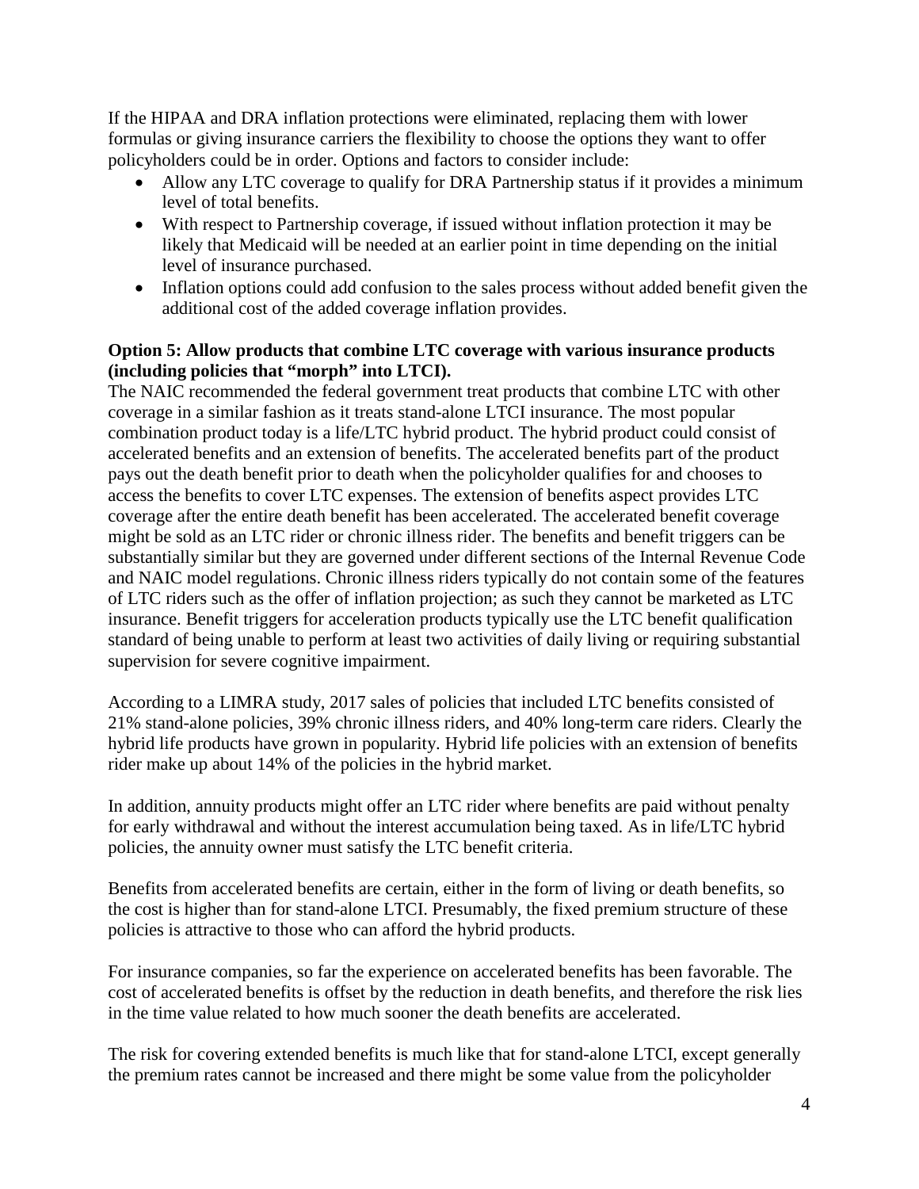If the HIPAA and DRA inflation protections were eliminated, replacing them with lower formulas or giving insurance carriers the flexibility to choose the options they want to offer policyholders could be in order. Options and factors to consider include:

- Allow any LTC coverage to qualify for DRA Partnership status if it provides a minimum level of total benefits.
- With respect to Partnership coverage, if issued without inflation protection it may be likely that Medicaid will be needed at an earlier point in time depending on the initial level of insurance purchased.
- Inflation options could add confusion to the sales process without added benefit given the additional cost of the added coverage inflation provides.

**Option 5: Allow products that combine LTC coverage with various insurance products (including policies that "morph" into LTCI).**

The NAIC recommended the federal government treat products that combine LTC with other coverage in a similar fashion as it treats stand-alone LTCI insurance. The most popular combination product today is a life/LTC hybrid product. The hybrid product could consist of accelerated benefits and an extension of benefits. The accelerated benefits part of the product pays out the death benefit prior to death when the policyholder qualifies for and chooses to access the benefits to cover LTC expenses. The extension of benefits aspect provides LTC coverage after the entire death benefit has been accelerated. The accelerated benefit coverage might be sold as an LTC rider or chronic illness rider. The benefits and benefit triggers can be substantially similar but they are governed under different sections of the Internal Revenue Code and NAIC model regulations. Chronic illness riders typically do not contain some of the features of LTC riders such as the offer of inflation projection; as such they cannot be marketed as LTC insurance. Benefit triggers for acceleration products typically use the LTC benefit qualification standard of being unable to perform at least two activities of daily living or requiring substantial supervision for severe cognitive impairment.

According to a LIMRA study, 2017 sales of policies that included LTC benefits consisted of 21% stand-alone policies, 39% chronic illness riders, and 40% long-term care riders. Clearly the hybrid life products have grown in popularity. Hybrid life policies with an extension of benefits rider make up about 14% of the policies in the hybrid market.

In addition, annuity products might offer an LTC rider where benefits are paid without penalty for early withdrawal and without the interest accumulation being taxed. As in life/LTC hybrid policies, the annuity owner must satisfy the LTC benefit criteria.

Benefits from accelerated benefits are certain, either in the form of living or death benefits, so the cost is higher than for stand-alone LTCI. Presumably, the fixed premium structure of these policies is attractive to those who can afford the hybrid products.

For insurance companies, so far the experience on accelerated benefits has been favorable. The cost of accelerated benefits is offset by the reduction in death benefits, and therefore the risk lies in the time value related to how much sooner the death benefits are accelerated.

The risk for covering extended benefits is much like that for stand-alone LTCI, except generally the premium rates cannot be increased and there might be some value from the policyholder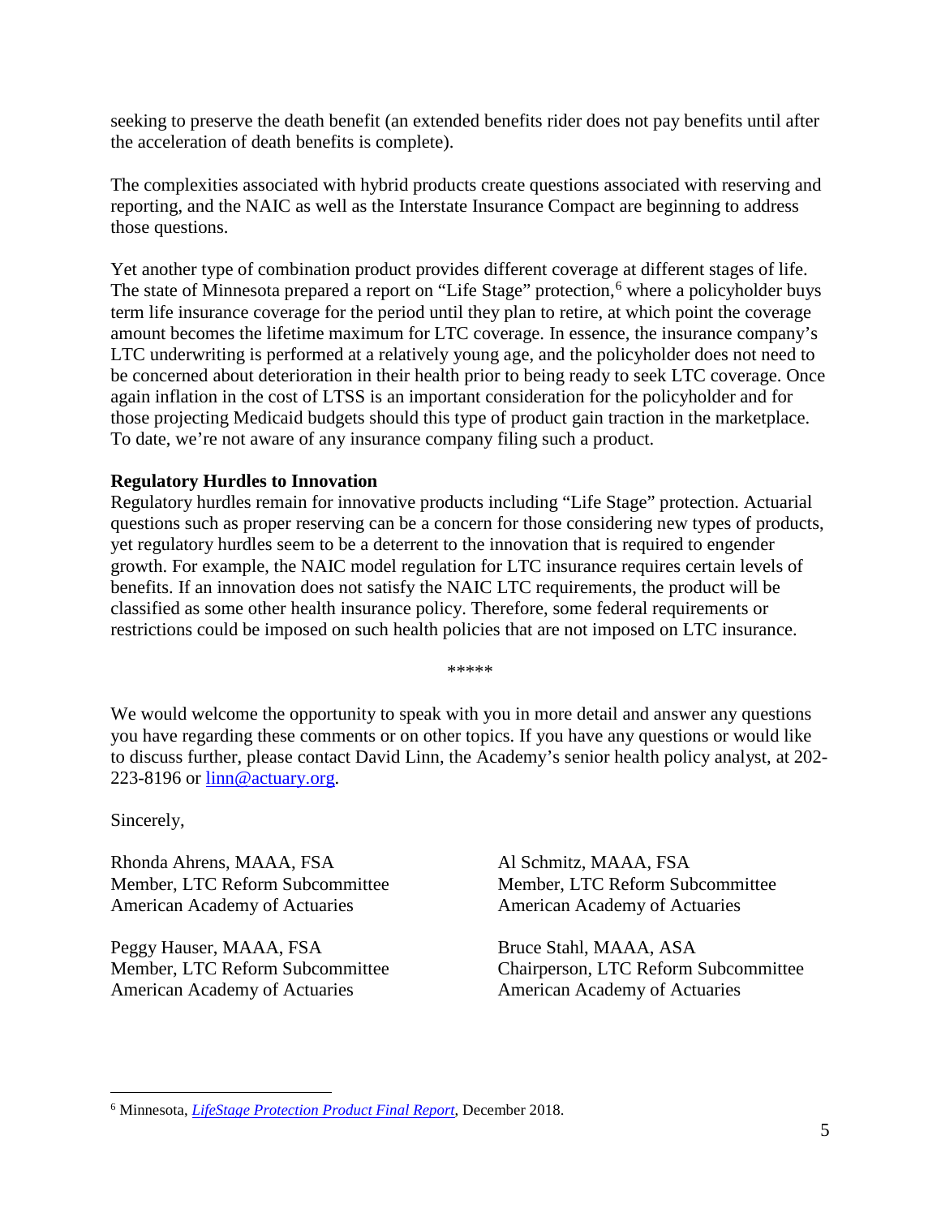seeking to preserve the death benefit (an extended benefits rider does not pay benefits until after the acceleration of death benefits is complete).

The complexities associated with hybrid products create questions associated with reserving and reporting, and the NAIC as well as the Interstate Insurance Compact are beginning to address those questions.

Yet another type of combination product provides different coverage at different stages of life. The state of Minnesota prepared a report on "Life Stage" protection,[6] where a policyholder buys term life insurance coverage for the period until they plan to retire, at which point the coverage amount becomes the lifetime maximum for LTC coverage. In essence, the insurance company's LTC underwriting is performed at a relatively young age, and the policyholder does not need to be concerned about deterioration in their health prior to being ready to seek LTC coverage. Once again inflation in the cost of LTSS is an important consideration for the policyholder and for those projecting Medicaid budgets should this type of product gain traction in the marketplace. To date, we're not aware of any insurance company filing such a product.

**Regulatory Hurdles to Innovation**

Regulatory hurdles remain for innovative products including "Life Stage" protection. Actuarial questions such as proper reserving can be a concern for those considering new types of products, yet regulatory hurdles seem to be a deterrent to the innovation that is required to engender growth. For example, the NAIC model regulation for LTC insurance requires certain levels of benefits. If an innovation does not satisfy the NAIC LTC requirements, the product will be classified as some other health insurance policy. Therefore, some federal requirements or restrictions could be imposed on such health policies that are not imposed on LTC insurance.

*****

We would welcome the opportunity to speak with you in more detail and answer any questions you have regarding these comments or on other topics. If you have any questions or would like to discuss further, please contact David Linn, the Academy's senior health policy analyst, at 202-223-8196 or linn@actuary.org.

Sincerely,

Rhonda Ahrens, MAAA, FSA
Member, LTC Reform Subcommittee
American Academy of Actuaries

Peggy Hauser, MAAA, FSA
Member, LTC Reform Subcommittee
American Academy of Actuaries

Al Schmitz, MAAA, FSA
Member, LTC Reform Subcommittee
American Academy of Actuaries

Bruce Stahl, MAAA, ASA
Chairperson, LTC Reform Subcommittee
American Academy of Actuaries

[6] Minnesota, *LifeStage Protection Product Final Report*, December 2018.